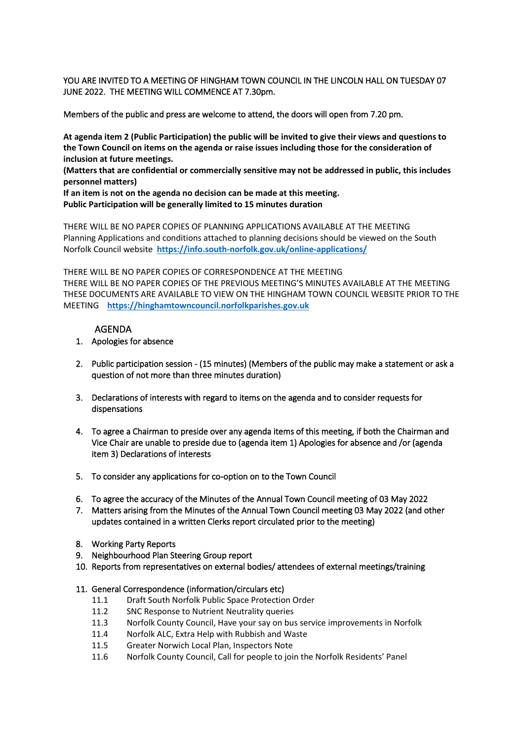YOU ARE INVITED TO A MEETING OF HINGHAM TOWN COUNCIL IN THE LINCOLN HALL ON TUESDAY 07 JUNE 2022. THE MEETING WILL COMMENCE AT 7.30pm.

Members of the public and press are welcome to attend, the doors will open from 7.20 pm.

**At agenda item 2 (Public Participation) the public will be invited to give their views and questions to the Town Council on items on the agenda or raise issues including those for the consideration of inclusion at future meetings.**
**(Matters that are confidential or commercially sensitive may not be addressed in public, this includes personnel matters)**
**If an item is not on the agenda no decision can be made at this meeting.**
**Public Participation will be generally limited to 15 minutes duration**

THERE WILL BE NO PAPER COPIES OF PLANNING APPLICATIONS AVAILABLE AT THE MEETING
Planning Applications and conditions attached to planning decisions should be viewed on the South Norfolk Council website **https://info.south-norfolk.gov.uk/online-applications/**

THERE WILL BE NO PAPER COPIES OF CORRESPONDENCE AT THE MEETING
THERE WILL BE NO PAPER COPIES OF THE PREVIOUS MEETING'S MINUTES AVAILABLE AT THE MEETING
THESE DOCUMENTS ARE AVAILABLE TO VIEW ON THE HINGHAM TOWN COUNCIL WEBSITE PRIOR TO THE MEETING **https://hinghamtowncouncil.norfolkparishes.gov.uk**

## AGENDA

1. Apologies for absence
2. Public participation session - (15 minutes) (Members of the public may make a statement or ask a question of not more than three minutes duration)
3. Declarations of interests with regard to items on the agenda and to consider requests for dispensations
4. To agree a Chairman to preside over any agenda items of this meeting, if both the Chairman and Vice Chair are unable to preside due to (agenda item 1) Apologies for absence and /or (agenda item 3) Declarations of interests
5. To consider any applications for co-option on to the Town Council
6. To agree the accuracy of the Minutes of the Annual Town Council meeting of 03 May 2022
7. Matters arising from the Minutes of the Annual Town Council meeting 03 May 2022 (and other updates contained in a written Clerks report circulated prior to the meeting)
8. Working Party Reports
9. Neighbourhood Plan Steering Group report
10. Reports from representatives on external bodies/ attendees of external meetings/training
11. General Correspondence (information/circulars etc)
    - 11.1 Draft South Norfolk Public Space Protection Order
    - 11.2 SNC Response to Nutrient Neutrality queries
    - 11.3 Norfolk County Council, Have your say on bus service improvements in Norfolk
    - 11.4 Norfolk ALC, Extra Help with Rubbish and Waste
    - 11.5 Greater Norwich Local Plan, Inspectors Note
    - 11.6 Norfolk County Council, Call for people to join the Norfolk Residents' Panel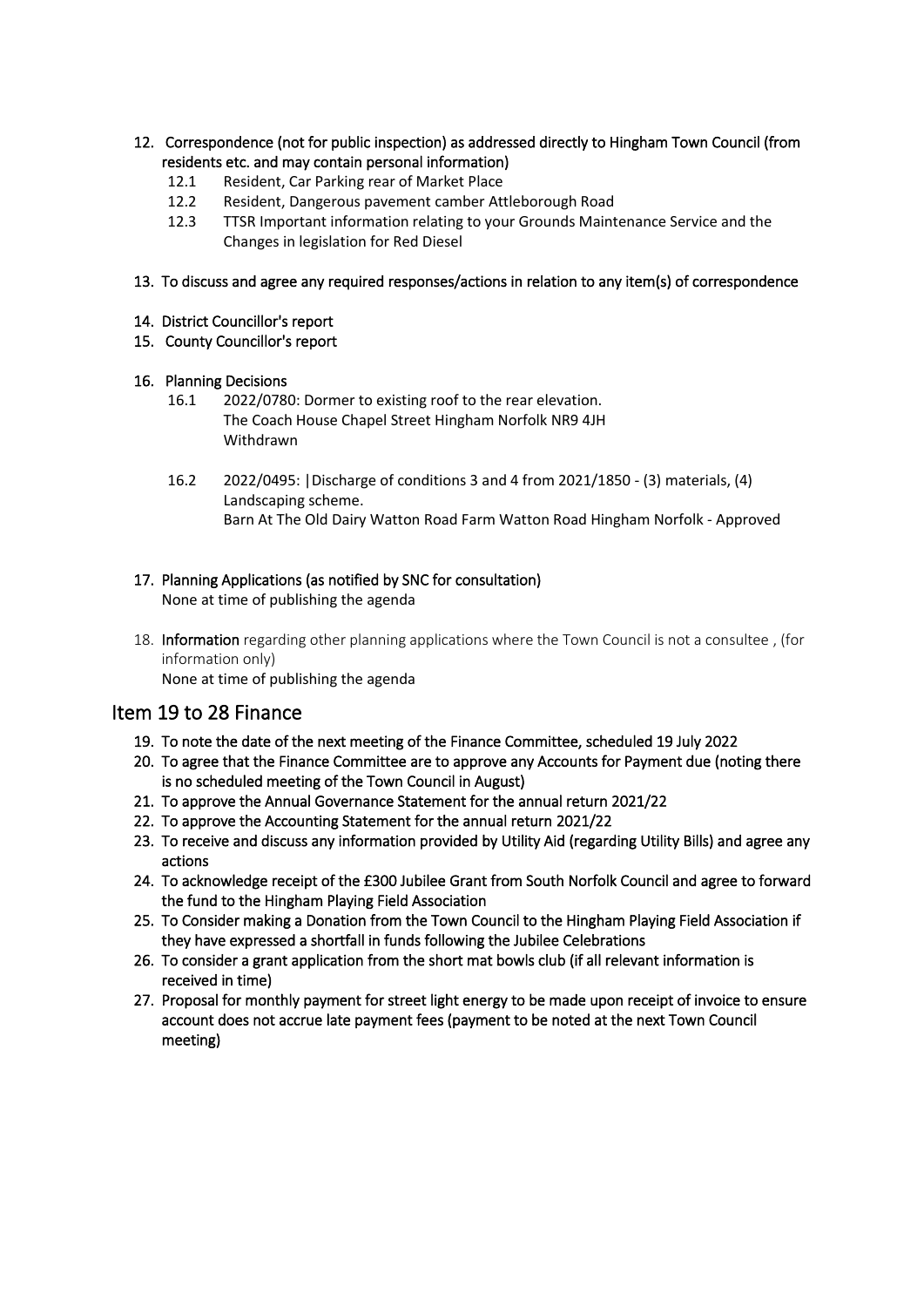12. **Correspondence (not for public inspection) as addressed directly to Hingham Town Council (from residents etc. and may contain personal information)**
    - 12.1 Resident, Car Parking rear of Market Place
    - 12.2 Resident, Dangerous pavement camber Attleborough Road
    - 12.3 TTSR Important information relating to your Grounds Maintenance Service and the Changes in legislation for Red Diesel

13. **To discuss and agree any required responses/actions in relation to any item(s) of correspondence**

14. **District Councillor's report**
15. **County Councillor's report**

16. **Planning Decisions**
    - 16.1 2022/0780: Dormer to existing roof to the rear elevation.
      The Coach House Chapel Street Hingham Norfolk NR9 4JH
      Withdrawn

    - 16.2 2022/0495: |Discharge of conditions 3 and 4 from 2021/1850 - (3) materials, (4) Landscaping scheme.
      Barn At The Old Dairy Watton Road Farm Watton Road Hingham Norfolk - Approved

17. **Planning Applications (as notified by SNC for consultation)**
    None at time of publishing the agenda

18. **Information** regarding other planning applications where the Town Council is not a consultee , (for information only)
    None at time of publishing the agenda

## Item 19 to 28 Finance

19. **To note the date of the next meeting of the Finance Committee, scheduled 19 July 2022**
20. **To agree that the Finance Committee are to approve any Accounts for Payment due (noting there is no scheduled meeting of the Town Council in August)**
21. **To approve the Annual Governance Statement for the annual return 2021/22**
22. **To approve the Accounting Statement for the annual return 2021/22**
23. **To receive and discuss any information provided by Utility Aid (regarding Utility Bills) and agree any actions**
24. **To acknowledge receipt of the £300 Jubilee Grant from South Norfolk Council and agree to forward the fund to the Hingham Playing Field Association**
25. **To Consider making a Donation from the Town Council to the Hingham Playing Field Association if they have expressed a shortfall in funds following the Jubilee Celebrations**
26. **To consider a grant application from the short mat bowls club (if all relevant information is received in time)**
27. **Proposal for monthly payment for street light energy to be made upon receipt of invoice to ensure account does not accrue late payment fees (payment to be noted at the next Town Council meeting)**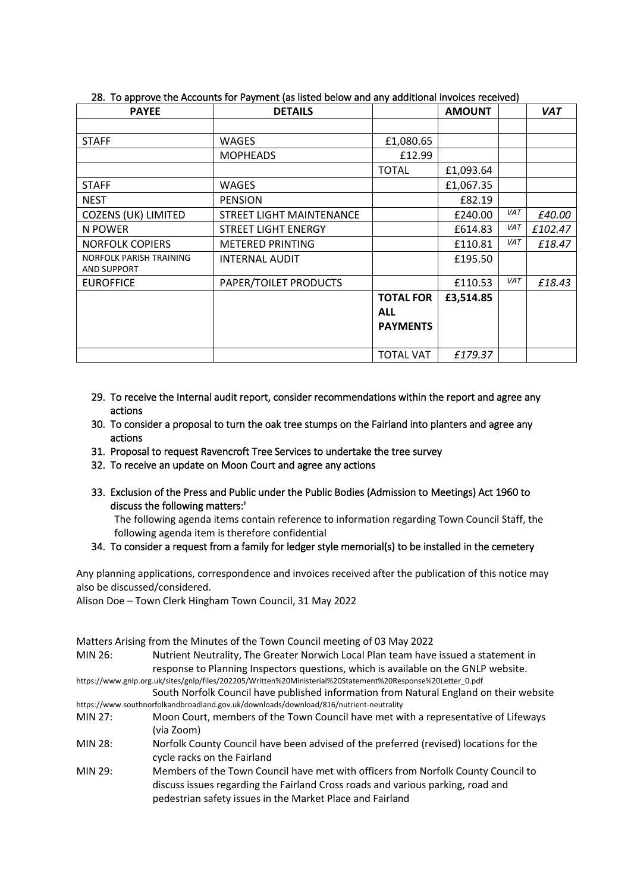28. To approve the Accounts for Payment (as listed below and any additional invoices received)

| PAYEE | DETAILS | | AMOUNT | | *VAT* |
|---|---|---|---|---|---|
| | | | | | |
| STAFF | WAGES | £1,080.65 | | | |
| | MOPHEADS | £12.99 | | | |
| | | TOTAL | £1,093.64 | | |
| STAFF | WAGES | | £1,067.35 | | |
| NEST | PENSION | | £82.19 | | |
| COZENS (UK) LIMITED | STREET LIGHT MAINTENANCE | | £240.00 | *VAT* | *£40.00* |
| N POWER | STREET LIGHT ENERGY | | £614.83 | *VAT* | *£102.47* |
| NORFOLK COPIERS | METERED PRINTING | | £110.81 | *VAT* | *£18.47* |
| NORFOLK PARISH TRAINING AND SUPPORT | INTERNAL AUDIT | | £195.50 | | |
| EUROFFICE | PAPER/TOILET PRODUCTS | | £110.53 | *VAT* | *£18.43* |
| | | **TOTAL FOR ALL PAYMENTS** | **£3,514.85** | | |
| | | TOTAL VAT | *£179.37* | | |

29. To receive the Internal audit report, consider recommendations within the report and agree any actions
30. To consider a proposal to turn the oak tree stumps on the Fairland into planters and agree any actions
31. Proposal to request Ravencroft Tree Services to undertake the tree survey
32. To receive an update on Moon Court and agree any actions
33. Exclusion of the Press and Public under the Public Bodies (Admission to Meetings) Act 1960 to discuss the following matters:'

    The following agenda items contain reference to information regarding Town Council Staff, the following agenda item is therefore confidential
34. To consider a request from a family for ledger style memorial(s) to be installed in the cemetery

Any planning applications, correspondence and invoices received after the publication of this notice may also be discussed/considered.

Alison Doe – Town Clerk Hingham Town Council, 31 May 2022

Matters Arising from the Minutes of the Town Council meeting of 03 May 2022

MIN 26: Nutrient Neutrality, The Greater Norwich Local Plan team have issued a statement in response to Planning Inspectors questions, which is available on the GNLP website.
https://www.gnlp.org.uk/sites/gnlp/files/202205/Written%20Ministerial%20Statement%20Response%20Letter_0.pdf
South Norfolk Council have published information from Natural England on their website
https://www.southnorfolkandbroadland.gov.uk/downloads/download/816/nutrient-neutrality

MIN 27: Moon Court, members of the Town Council have met with a representative of Lifeways (via Zoom)

MIN 28: Norfolk County Council have been advised of the preferred (revised) locations for the cycle racks on the Fairland

MIN 29: Members of the Town Council have met with officers from Norfolk County Council to discuss issues regarding the Fairland Cross roads and various parking, road and pedestrian safety issues in the Market Place and Fairland